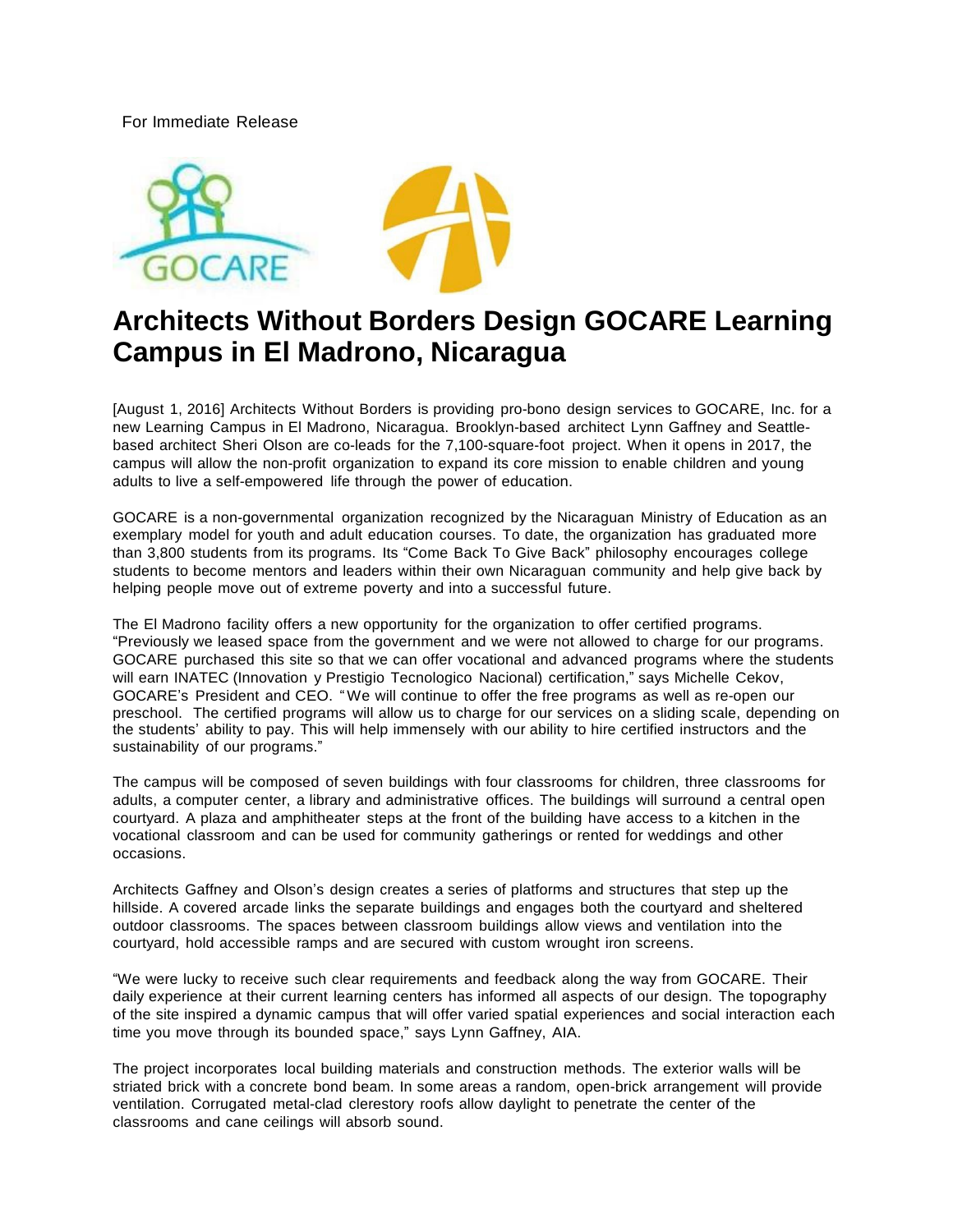For Immediate Release

GOCARE

# Architects Without Borders Design GOCARE Learning Campus in El Madrono, Nicaragua

[August 1, 2016] Architects Without Borders is providing pro-bono design services to GOCARE, Inc. for a new Learning Campus in El Madrono, Nicaragua. Brooklyn-based architect Lynn Gaffney and Seattle-based architect Sheri Olson are co-leads for the 7,100-square-foot project. When it opens in 2017, the campus will allow the non-profit organization to expand its core mission to enable children and young adults to live a self-empowered life through the power of education.

GOCARE is a non-governmental organization recognized by the Nicaraguan Ministry of Education as an exemplary model for youth and adult education courses. To date, the organization has graduated more than 3,800 students from its programs. Its "Come Back To Give Back" philosophy encourages college students to become mentors and leaders within their own Nicaraguan community and help give back by helping people move out of extreme poverty and into a successful future.

The El Madrono facility offers a new opportunity for the organization to offer certified programs. "Previously we leased space from the government and we were not allowed to charge for our programs. GOCARE purchased this site so that we can offer vocational and advanced programs where the students will earn INATEC (Innovation y Prestigio Tecnologico Nacional) certification," says Michelle Cekov, GOCARE's President and CEO. "We will continue to offer the free programs as well as re-open our preschool. The certified programs will allow us to charge for our services on a sliding scale, depending on the students' ability to pay. This will help immensely with our ability to hire certified instructors and the sustainability of our programs."

The campus will be composed of seven buildings with four classrooms for children, three classrooms for adults, a computer center, a library and administrative offices. The buildings will surround a central open courtyard. A plaza and amphitheater steps at the front of the building have access to a kitchen in the vocational classroom and can be used for community gatherings or rented for weddings and other occasions.

Architects Gaffney and Olson's design creates a series of platforms and structures that step up the hillside. A covered arcade links the separate buildings and engages both the courtyard and sheltered outdoor classrooms. The spaces between classroom buildings allow views and ventilation into the courtyard, hold accessible ramps and are secured with custom wrought iron screens.

"We were lucky to receive such clear requirements and feedback along the way from GOCARE. Their daily experience at their current learning centers has informed all aspects of our design. The topography of the site inspired a dynamic campus that will offer varied spatial experiences and social interaction each time you move through its bounded space," says Lynn Gaffney, AIA.

The project incorporates local building materials and construction methods. The exterior walls will be striated brick with a concrete bond beam. In some areas a random, open-brick arrangement will provide ventilation. Corrugated metal-clad clerestory roofs allow daylight to penetrate the center of the classrooms and cane ceilings will absorb sound.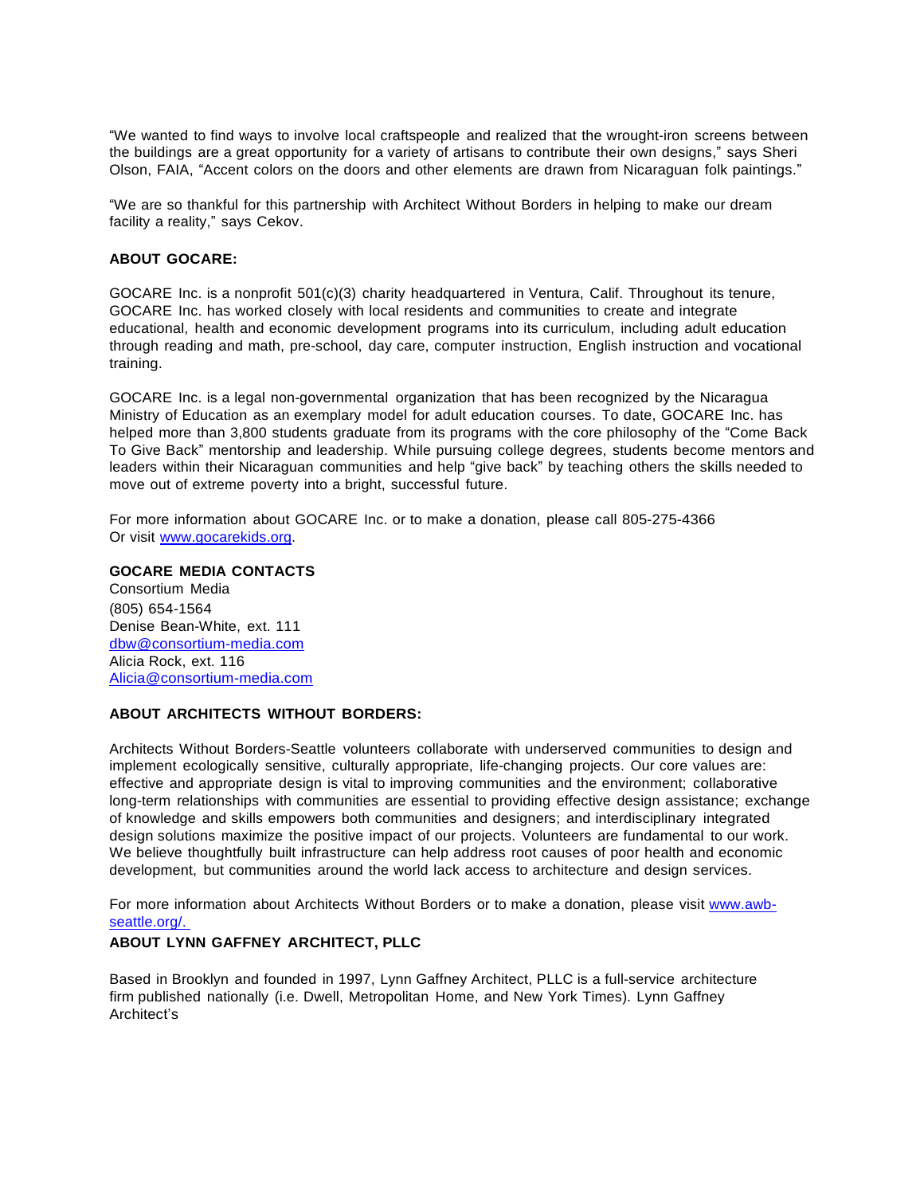"We wanted to find ways to involve local craftspeople and realized that the wrought-iron screens between the buildings are a great opportunity for a variety of artisans to contribute their own designs," says Sheri Olson, FAIA, "Accent colors on the doors and other elements are drawn from Nicaraguan folk paintings."

"We are so thankful for this partnership with Architect Without Borders in helping to make our dream facility a reality," says Cekov.

**ABOUT GOCARE:**

GOCARE Inc. is a nonprofit 501(c)(3) charity headquartered in Ventura, Calif. Throughout its tenure, GOCARE Inc. has worked closely with local residents and communities to create and integrate educational, health and economic development programs into its curriculum, including adult education through reading and math, pre-school, day care, computer instruction, English instruction and vocational training.

GOCARE Inc. is a legal non-governmental organization that has been recognized by the Nicaragua Ministry of Education as an exemplary model for adult education courses. To date, GOCARE Inc. has helped more than 3,800 students graduate from its programs with the core philosophy of the "Come Back To Give Back" mentorship and leadership. While pursuing college degrees, students become mentors and leaders within their Nicaraguan communities and help "give back" by teaching others the skills needed to move out of extreme poverty into a bright, successful future.

For more information about GOCARE Inc. or to make a donation, please call 805-275-4366
Or visit [www.gocarekids.org](http://www.gocarekids.org).

**GOCARE MEDIA CONTACTS**
Consortium Media
(805) 654-1564
Denise Bean-White, ext. 111
[dbw@consortium-media.com](mailto:dbw@consortium-media.com)
Alicia Rock, ext. 116
[Alicia@consortium-media.com](mailto:Alicia@consortium-media.com)

**ABOUT ARCHITECTS WITHOUT BORDERS:**

Architects Without Borders-Seattle volunteers collaborate with underserved communities to design and implement ecologically sensitive, culturally appropriate, life-changing projects. Our core values are: effective and appropriate design is vital to improving communities and the environment; collaborative long-term relationships with communities are essential to providing effective design assistance; exchange of knowledge and skills empowers both communities and designers; and interdisciplinary integrated design solutions maximize the positive impact of our projects. Volunteers are fundamental to our work. We believe thoughtfully built infrastructure can help address root causes of poor health and economic development, but communities around the world lack access to architecture and design services.

For more information about Architects Without Borders or to make a donation, please visit [www.awb-seattle.org/.](http://www.awb-seattle.org/)

**ABOUT LYNN GAFFNEY ARCHITECT, PLLC**

Based in Brooklyn and founded in 1997, Lynn Gaffney Architect, PLLC is a full-service architecture firm published nationally (i.e. Dwell, Metropolitan Home, and New York Times). Lynn Gaffney Architect's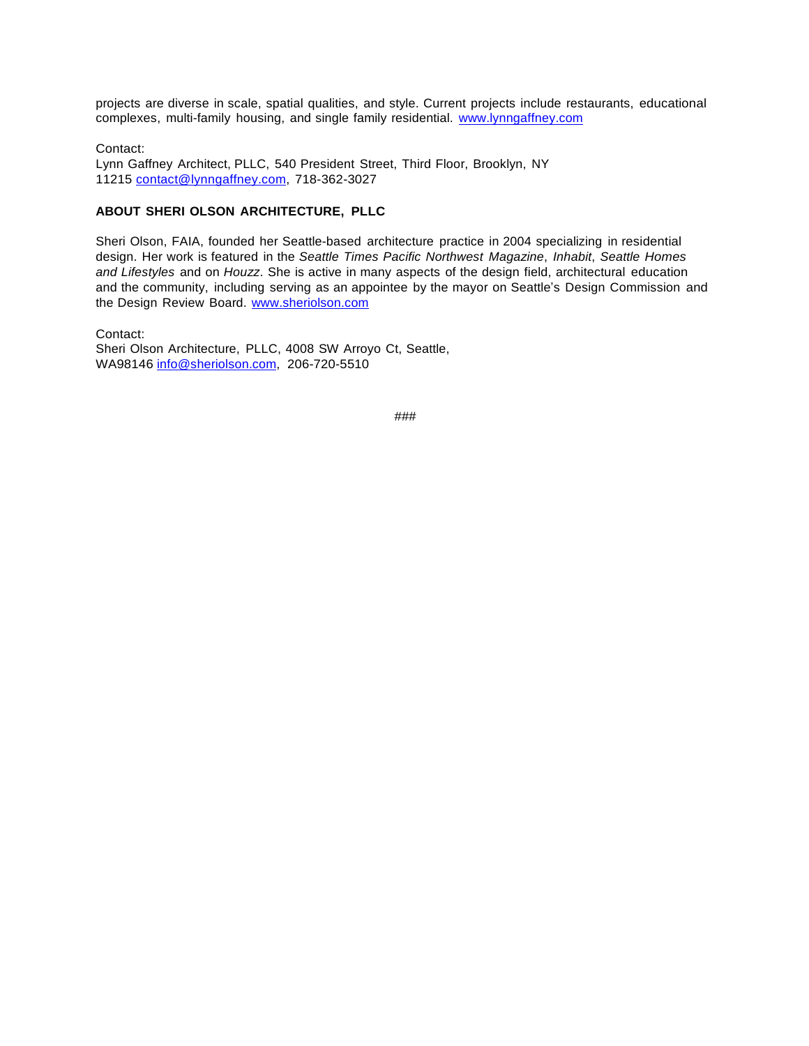projects are diverse in scale, spatial qualities, and style. Current projects include restaurants, educational complexes, multi-family housing, and single family residential. www.lynngaffney.com

Contact:
Lynn Gaffney Architect, PLLC, 540 President Street, Third Floor, Brooklyn, NY 11215 contact@lynngaffney.com, 718-362-3027

**ABOUT SHERI OLSON ARCHITECTURE, PLLC**

Sheri Olson, FAIA, founded her Seattle-based architecture practice in 2004 specializing in residential design. Her work is featured in the *Seattle Times Pacific Northwest Magazine*, *Inhabit*, *Seattle Homes and Lifestyles* and on *Houzz*. She is active in many aspects of the design field, architectural education and the community, including serving as an appointee by the mayor on Seattle's Design Commission and the Design Review Board. www.sheriolson.com

Contact:
Sheri Olson Architecture, PLLC, 4008 SW Arroyo Ct, Seattle, WA98146 info@sheriolson.com, 206-720-5510

###